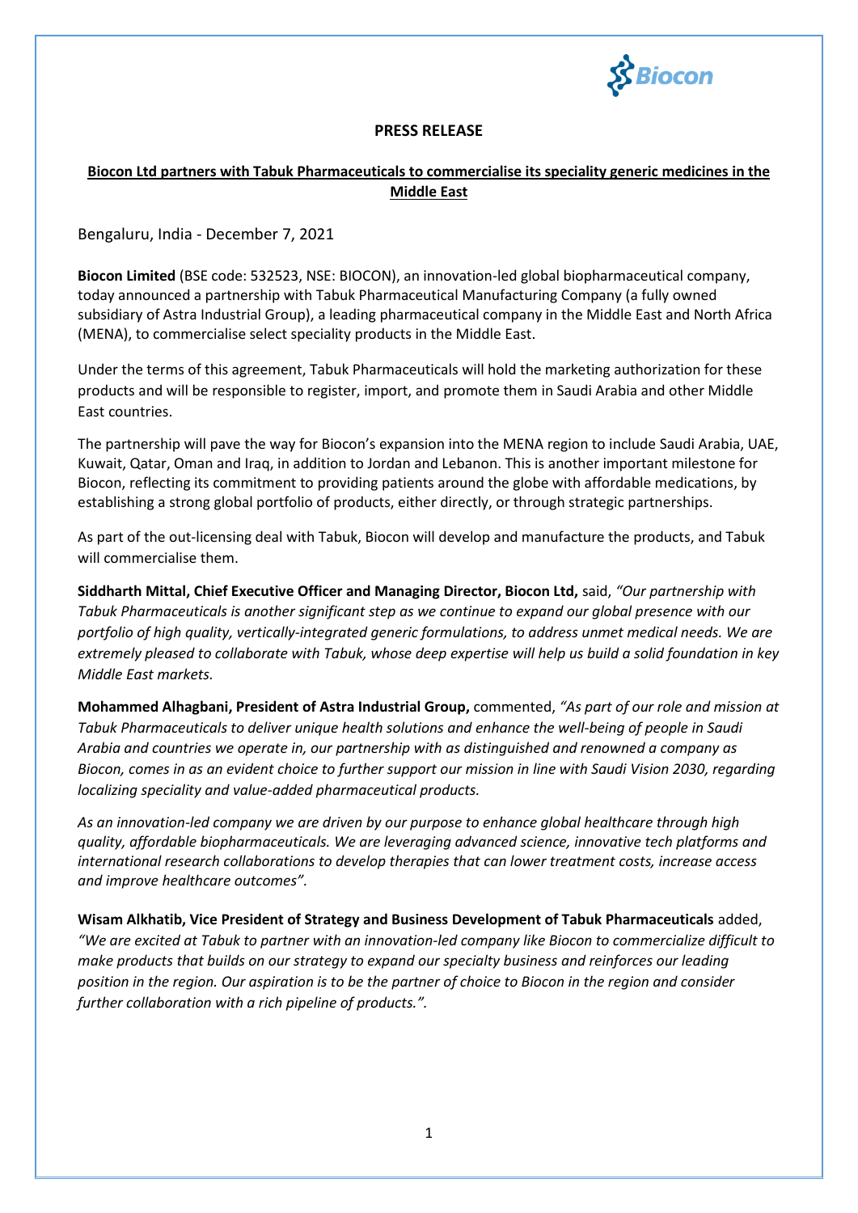**PRESS RELEASE**

**Biocon Ltd partners with Tabuk Pharmaceuticals to commercialise its speciality generic medicines in the Middle East**

Bengaluru, India - December 7, 2021

**Biocon Limited** (BSE code: 532523, NSE: BIOCON), an innovation-led global biopharmaceutical company, today announced a partnership with Tabuk Pharmaceutical Manufacturing Company (a fully owned subsidiary of Astra Industrial Group), a leading pharmaceutical company in the Middle East and North Africa (MENA), to commercialise select speciality products in the Middle East.

Under the terms of this agreement, Tabuk Pharmaceuticals will hold the marketing authorization for these products and will be responsible to register, import, and promote them in Saudi Arabia and other Middle East countries.

The partnership will pave the way for Biocon's expansion into the MENA region to include Saudi Arabia, UAE, Kuwait, Qatar, Oman and Iraq, in addition to Jordan and Lebanon. This is another important milestone for Biocon, reflecting its commitment to providing patients around the globe with affordable medications, by establishing a strong global portfolio of products, either directly, or through strategic partnerships.

As part of the out-licensing deal with Tabuk, Biocon will develop and manufacture the products, and Tabuk will commercialise them.

**Siddharth Mittal, Chief Executive Officer and Managing Director, Biocon Ltd,** said, *"Our partnership with Tabuk Pharmaceuticals is another significant step as we continue to expand our global presence with our portfolio of high quality, vertically-integrated generic formulations, to address unmet medical needs. We are extremely pleased to collaborate with Tabuk, whose deep expertise will help us build a solid foundation in key Middle East markets.*

**Mohammed Alhagbani, President of Astra Industrial Group,** commented, *"As part of our role and mission at Tabuk Pharmaceuticals to deliver unique health solutions and enhance the well-being of people in Saudi Arabia and countries we operate in, our partnership with as distinguished and renowned a company as Biocon, comes in as an evident choice to further support our mission in line with Saudi Vision 2030, regarding localizing speciality and value-added pharmaceutical products.*

*As an innovation-led company we are driven by our purpose to enhance global healthcare through high quality, affordable biopharmaceuticals. We are leveraging advanced science, innovative tech platforms and international research collaborations to develop therapies that can lower treatment costs, increase access and improve healthcare outcomes".*

**Wisam Alkhatib, Vice President of Strategy and Business Development of Tabuk Pharmaceuticals** added, *"We are excited at Tabuk to partner with an innovation-led company like Biocon to commercialize difficult to make products that builds on our strategy to expand our specialty business and reinforces our leading position in the region. Our aspiration is to be the partner of choice to Biocon in the region and consider further collaboration with a rich pipeline of products.".*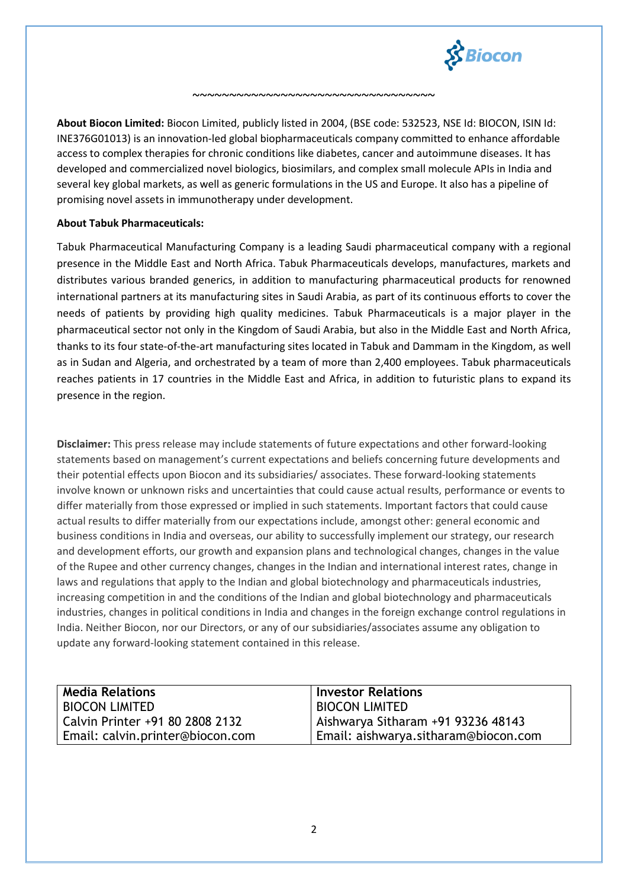~~~~~~~~~~~~~~~~~~~~~~~~~~~~~~~~~~~

**About Biocon Limited:** Biocon Limited, publicly listed in 2004, (BSE code: 532523, NSE Id: BIOCON, ISIN Id: INE376G01013) is an innovation-led global biopharmaceuticals company committed to enhance affordable access to complex therapies for chronic conditions like diabetes, cancer and autoimmune diseases. It has developed and commercialized novel biologics, biosimilars, and complex small molecule APIs in India and several key global markets, as well as generic formulations in the US and Europe. It also has a pipeline of promising novel assets in immunotherapy under development.

**About Tabuk Pharmaceuticals:**

Tabuk Pharmaceutical Manufacturing Company is a leading Saudi pharmaceutical company with a regional presence in the Middle East and North Africa. Tabuk Pharmaceuticals develops, manufactures, markets and distributes various branded generics, in addition to manufacturing pharmaceutical products for renowned international partners at its manufacturing sites in Saudi Arabia, as part of its continuous efforts to cover the needs of patients by providing high quality medicines. Tabuk Pharmaceuticals is a major player in the pharmaceutical sector not only in the Kingdom of Saudi Arabia, but also in the Middle East and North Africa, thanks to its four state-of-the-art manufacturing sites located in Tabuk and Dammam in the Kingdom, as well as in Sudan and Algeria, and orchestrated by a team of more than 2,400 employees. Tabuk pharmaceuticals reaches patients in 17 countries in the Middle East and Africa, in addition to futuristic plans to expand its presence in the region.

**Disclaimer:** This press release may include statements of future expectations and other forward-looking statements based on management's current expectations and beliefs concerning future developments and their potential effects upon Biocon and its subsidiaries/ associates. These forward-looking statements involve known or unknown risks and uncertainties that could cause actual results, performance or events to differ materially from those expressed or implied in such statements. Important factors that could cause actual results to differ materially from our expectations include, amongst other: general economic and business conditions in India and overseas, our ability to successfully implement our strategy, our research and development efforts, our growth and expansion plans and technological changes, changes in the value of the Rupee and other currency changes, changes in the Indian and international interest rates, change in laws and regulations that apply to the Indian and global biotechnology and pharmaceuticals industries, increasing competition in and the conditions of the Indian and global biotechnology and pharmaceuticals industries, changes in political conditions in India and changes in the foreign exchange control regulations in India. Neither Biocon, nor our Directors, or any of our subsidiaries/associates assume any obligation to update any forward-looking statement contained in this release.

| **Media Relations** | **Investor Relations** |
|---|---|
| BIOCON LIMITED | BIOCON LIMITED |
| Calvin Printer +91 80 2808 2132 | Aishwarya Sitharam +91 93236 48143 |
| Email: calvin.printer@biocon.com | Email: aishwarya.sitharam@biocon.com |